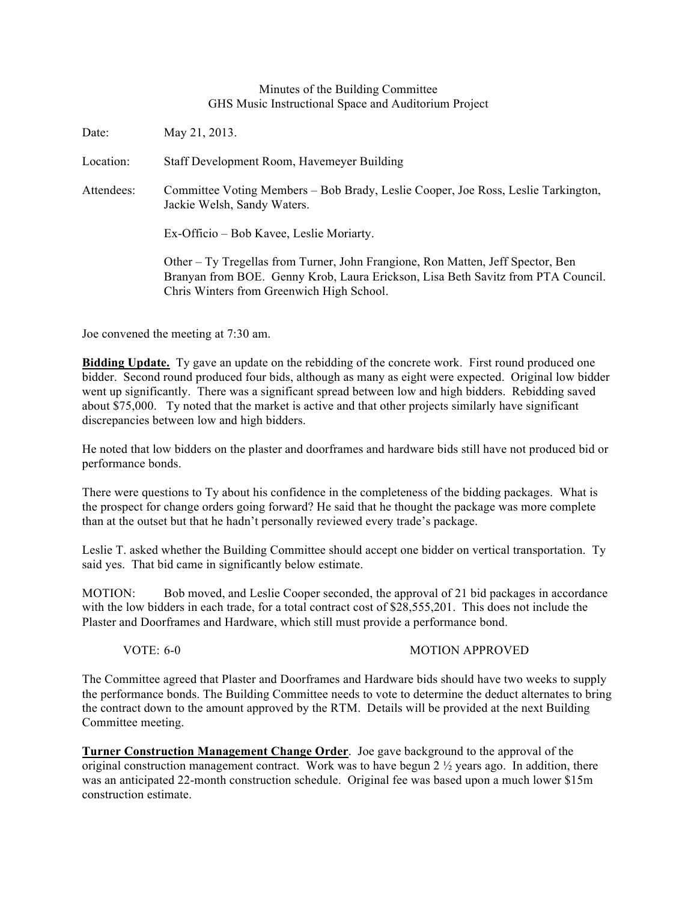Minutes of the Building Committee
GHS Music Instructional Space and Auditorium Project

Date: May 21, 2013.

Location: Staff Development Room, Havemeyer Building

Attendees: Committee Voting Members – Bob Brady, Leslie Cooper, Joe Ross, Leslie Tarkington, Jackie Welsh, Sandy Waters.

Ex-Officio – Bob Kavee, Leslie Moriarty.

Other – Ty Tregellas from Turner, John Frangione, Ron Matten, Jeff Spector, Ben Branyan from BOE. Genny Krob, Laura Erickson, Lisa Beth Savitz from PTA Council. Chris Winters from Greenwich High School.

Joe convened the meeting at 7:30 am.

**Bidding Update.** Ty gave an update on the rebidding of the concrete work. First round produced one bidder. Second round produced four bids, although as many as eight were expected. Original low bidder went up significantly. There was a significant spread between low and high bidders. Rebidding saved about $75,000. Ty noted that the market is active and that other projects similarly have significant discrepancies between low and high bidders.

He noted that low bidders on the plaster and doorframes and hardware bids still have not produced bid or performance bonds.

There were questions to Ty about his confidence in the completeness of the bidding packages. What is the prospect for change orders going forward? He said that he thought the package was more complete than at the outset but that he hadn't personally reviewed every trade's package.

Leslie T. asked whether the Building Committee should accept one bidder on vertical transportation. Ty said yes. That bid came in significantly below estimate.

MOTION: Bob moved, and Leslie Cooper seconded, the approval of 21 bid packages in accordance with the low bidders in each trade, for a total contract cost of $28,555,201. This does not include the Plaster and Doorframes and Hardware, which still must provide a performance bond.

VOTE: 6-0 MOTION APPROVED

The Committee agreed that Plaster and Doorframes and Hardware bids should have two weeks to supply the performance bonds. The Building Committee needs to vote to determine the deduct alternates to bring the contract down to the amount approved by the RTM. Details will be provided at the next Building Committee meeting.

**Turner Construction Management Change Order**. Joe gave background to the approval of the original construction management contract. Work was to have begun 2 ½ years ago. In addition, there was an anticipated 22-month construction schedule. Original fee was based upon a much lower $15m construction estimate.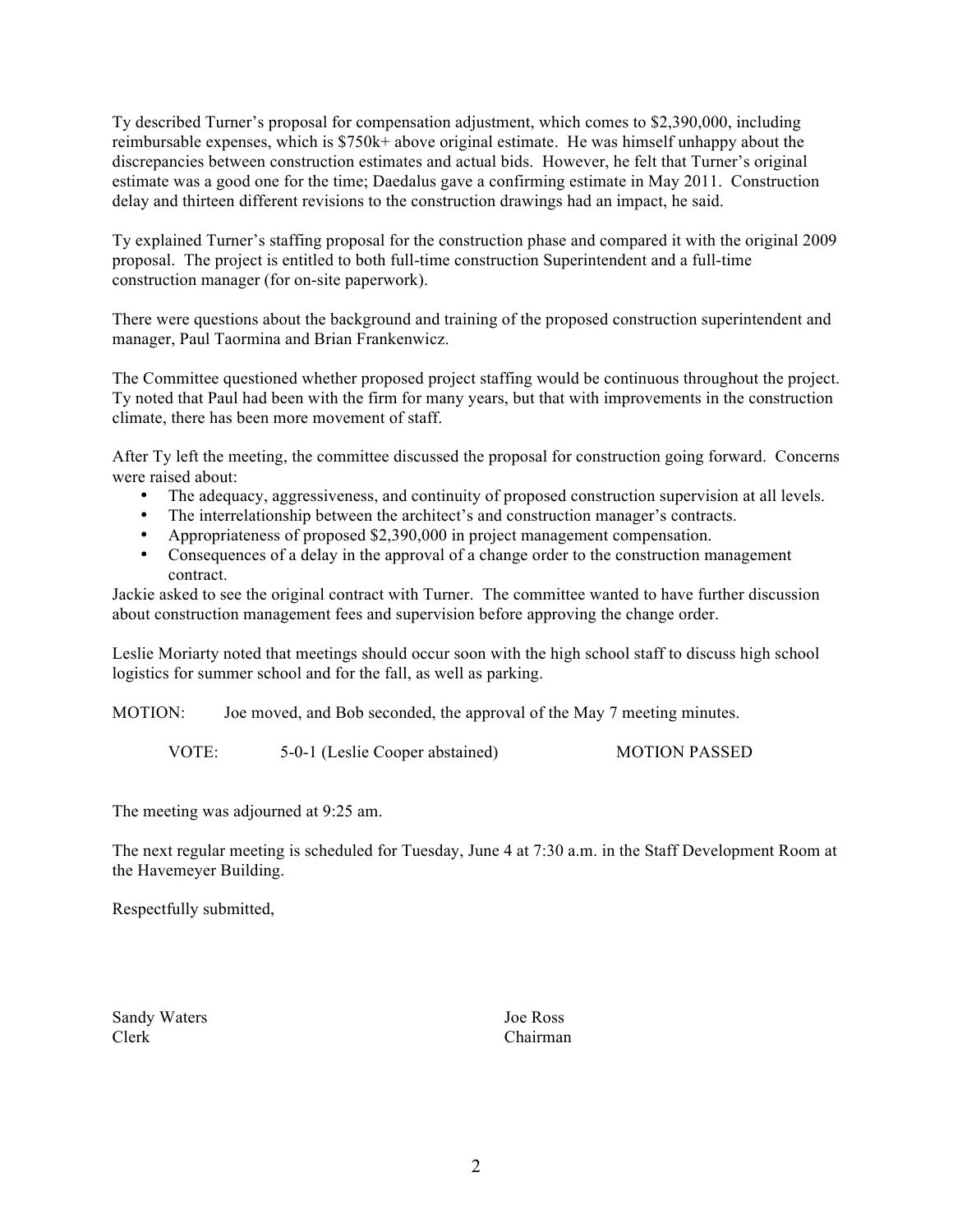Ty described Turner's proposal for compensation adjustment, which comes to $2,390,000, including reimbursable expenses, which is $750k+ above original estimate. He was himself unhappy about the discrepancies between construction estimates and actual bids. However, he felt that Turner's original estimate was a good one for the time; Daedalus gave a confirming estimate in May 2011. Construction delay and thirteen different revisions to the construction drawings had an impact, he said.

Ty explained Turner's staffing proposal for the construction phase and compared it with the original 2009 proposal. The project is entitled to both full-time construction Superintendent and a full-time construction manager (for on-site paperwork).

There were questions about the background and training of the proposed construction superintendent and manager, Paul Taormina and Brian Frankenwicz.

The Committee questioned whether proposed project staffing would be continuous throughout the project. Ty noted that Paul had been with the firm for many years, but that with improvements in the construction climate, there has been more movement of staff.

After Ty left the meeting, the committee discussed the proposal for construction going forward. Concerns were raised about:

- The adequacy, aggressiveness, and continuity of proposed construction supervision at all levels.
- The interrelationship between the architect's and construction manager's contracts.
- Appropriateness of proposed $2,390,000 in project management compensation.
- Consequences of a delay in the approval of a change order to the construction management contract.

Jackie asked to see the original contract with Turner. The committee wanted to have further discussion about construction management fees and supervision before approving the change order.

Leslie Moriarty noted that meetings should occur soon with the high school staff to discuss high school logistics for summer school and for the fall, as well as parking.

MOTION: Joe moved, and Bob seconded, the approval of the May 7 meeting minutes.

VOTE: 5-0-1 (Leslie Cooper abstained) MOTION PASSED

The meeting was adjourned at 9:25 am.

The next regular meeting is scheduled for Tuesday, June 4 at 7:30 a.m. in the Staff Development Room at the Havemeyer Building.

Respectfully submitted,

Sandy Waters
Clerk

Joe Ross
Chairman